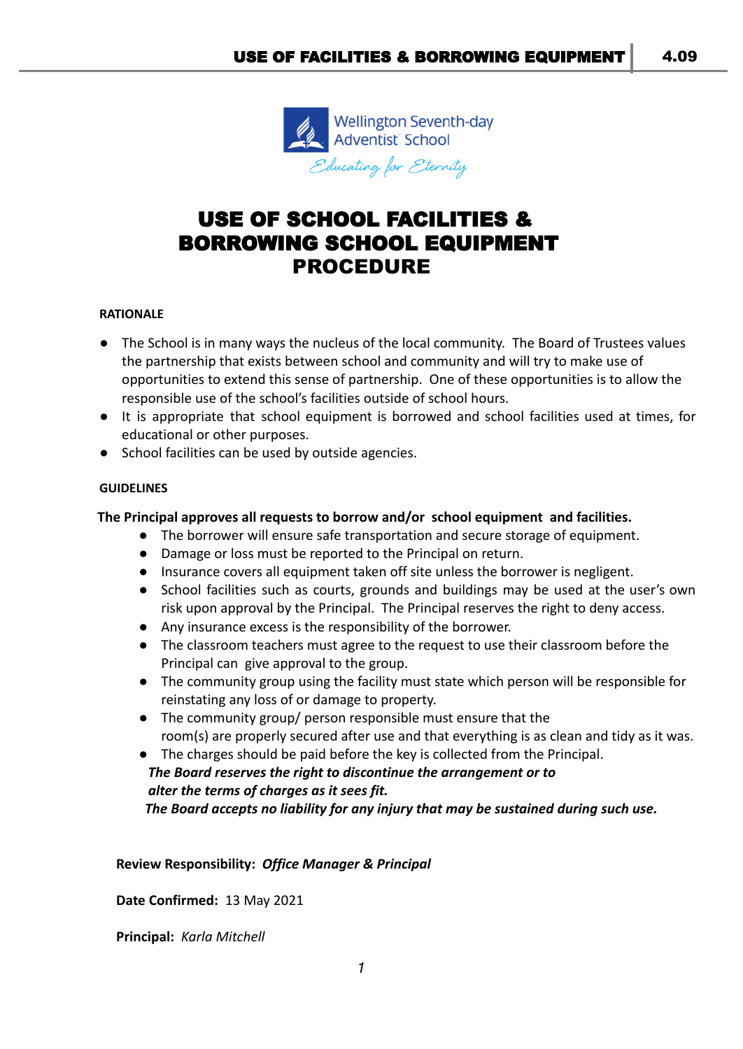Wellington Seventh-day Adventist School

*Educating for Eternity*

# USE OF SCHOOL FACILITIES & BORROWING SCHOOL EQUIPMENT PROCEDURE

**RATIONALE**

- The School is in many ways the nucleus of the local community. The Board of Trustees values the partnership that exists between school and community and will try to make use of opportunities to extend this sense of partnership. One of these opportunities is to allow the responsible use of the school's facilities outside of school hours.
- It is appropriate that school equipment is borrowed and school facilities used at times, for educational or other purposes.
- School facilities can be used by outside agencies.

**GUIDELINES**

**The Principal approves all requests to borrow and/or school equipment and facilities.**

- The borrower will ensure safe transportation and secure storage of equipment.
- Damage or loss must be reported to the Principal on return.
- Insurance covers all equipment taken off site unless the borrower is negligent.
- School facilities such as courts, grounds and buildings may be used at the user's own risk upon approval by the Principal. The Principal reserves the right to deny access.
- Any insurance excess is the responsibility of the borrower.
- The classroom teachers must agree to the request to use their classroom before the Principal can give approval to the group.
- The community group using the facility must state which person will be responsible for reinstating any loss of or damage to property.
- The community group/ person responsible must ensure that the room(s) are properly secured after use and that everything is as clean and tidy as it was.
- The charges should be paid before the key is collected from the Principal.

***The Board reserves the right to discontinue the arrangement or to alter the terms of charges as it sees fit.***

***The Board accepts no liability for any injury that may be sustained during such use.***

**Review Responsibility:** ***Office Manager & Principal***

**Date Confirmed:** 13 May 2021

**Principal:** *Karla Mitchell*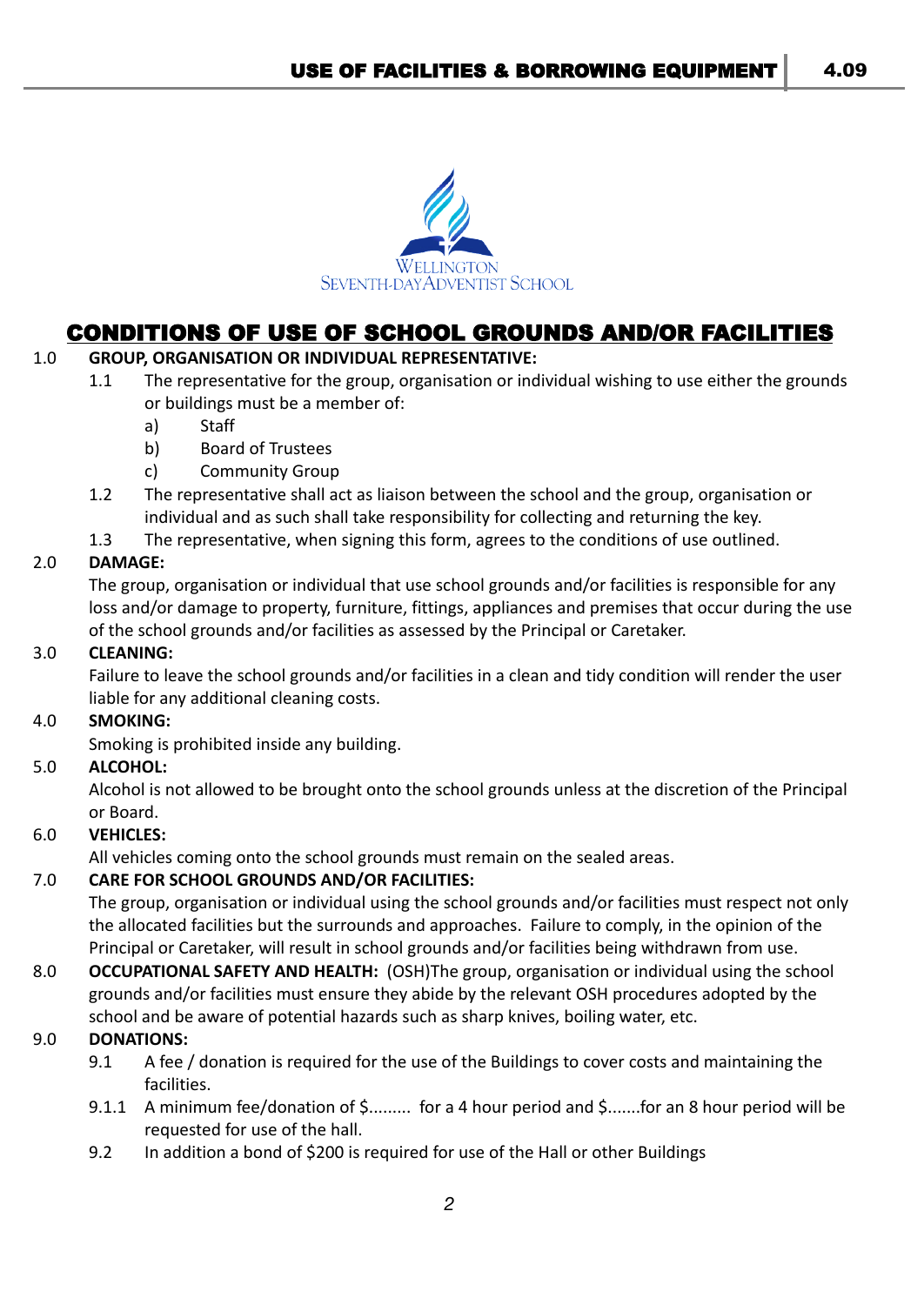# CONDITIONS OF USE OF SCHOOL GROUNDS AND/OR FACILITIES

1.0 **GROUP, ORGANISATION OR INDIVIDUAL REPRESENTATIVE:**

1.1 The representative for the group, organisation or individual wishing to use either the grounds or buildings must be a member of:

a) Staff

b) Board of Trustees

c) Community Group

1.2 The representative shall act as liaison between the school and the group, organisation or individual and as such shall take responsibility for collecting and returning the key.

1.3 The representative, when signing this form, agrees to the conditions of use outlined.

2.0 **DAMAGE:**

The group, organisation or individual that use school grounds and/or facilities is responsible for any loss and/or damage to property, furniture, fittings, appliances and premises that occur during the use of the school grounds and/or facilities as assessed by the Principal or Caretaker.

3.0 **CLEANING:**

Failure to leave the school grounds and/or facilities in a clean and tidy condition will render the user liable for any additional cleaning costs.

4.0 **SMOKING:**

Smoking is prohibited inside any building.

5.0 **ALCOHOL:**

Alcohol is not allowed to be brought onto the school grounds unless at the discretion of the Principal or Board.

6.0 **VEHICLES:**

All vehicles coming onto the school grounds must remain on the sealed areas.

7.0 **CARE FOR SCHOOL GROUNDS AND/OR FACILITIES:**

The group, organisation or individual using the school grounds and/or facilities must respect not only the allocated facilities but the surrounds and approaches. Failure to comply, in the opinion of the Principal or Caretaker, will result in school grounds and/or facilities being withdrawn from use.

8.0 **OCCUPATIONAL SAFETY AND HEALTH:** (OSH)The group, organisation or individual using the school grounds and/or facilities must ensure they abide by the relevant OSH procedures adopted by the school and be aware of potential hazards such as sharp knives, boiling water, etc.

9.0 **DONATIONS:**

9.1 A fee / donation is required for the use of the Buildings to cover costs and maintaining the facilities.

9.1.1 A minimum fee/donation of $......... for a 4 hour period and $.......for an 8 hour period will be requested for use of the hall.

9.2 In addition a bond of $200 is required for use of the Hall or other Buildings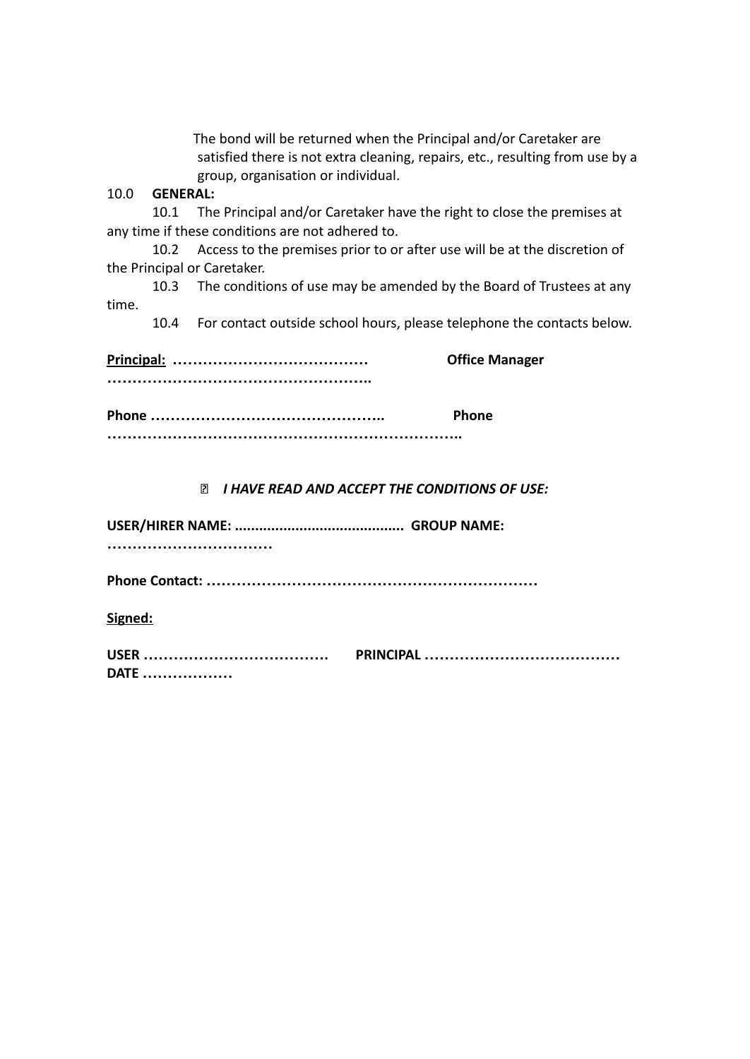The bond will be returned when the Principal and/or Caretaker are satisfied there is not extra cleaning, repairs, etc., resulting from use by a group, organisation or individual.

10.0 **GENERAL:**

10.1 The Principal and/or Caretaker have the right to close the premises at any time if these conditions are not adhered to.

10.2 Access to the premises prior to or after use will be at the discretion of the Principal or Caretaker.

10.3 The conditions of use may be amended by the Board of Trustees at any time.

10.4 For contact outside school hours, please telephone the contacts below.

**<u>Principal:</u> …………………………………** **Office Manager ……………………………………………..**

**Phone ………………………………………..** **Phone ……………………………………………………………..**

 ***I HAVE READ AND ACCEPT THE CONDITIONS OF USE:***

**USER/HIRER NAME: ………………………………….. GROUP NAME: ……………………………**

**Phone Contact: …………………………………………………………**

**<u>Signed:</u>**

**USER ………………………………. PRINCIPAL ………………………………… DATE ………………**